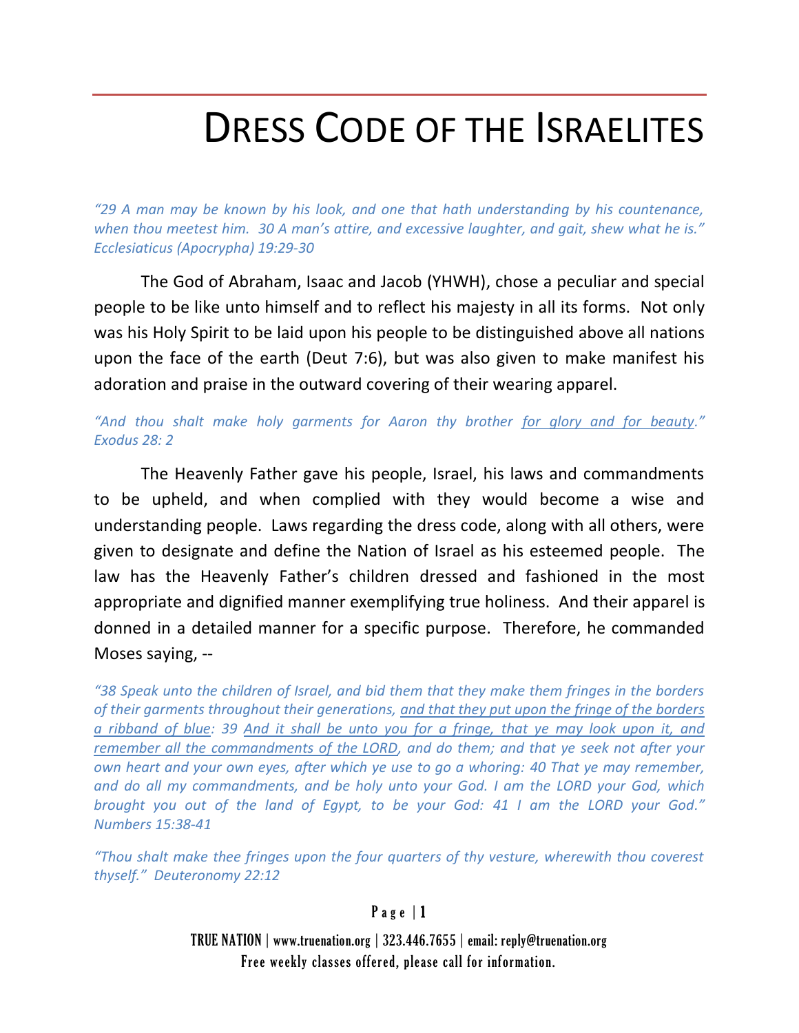# DRESS CODE OF THE ISRAELITES

*"29 A man may be known by his look, and one that hath understanding by his countenance, when thou meetest him. 30 A man's attire, and excessive laughter, and gait, shew what he is." Ecclesiaticus (Apocrypha) 19:29-30*

The God of Abraham, Isaac and Jacob (YHWH), chose a peculiar and special people to be like unto himself and to reflect his majesty in all its forms. Not only was his Holy Spirit to be laid upon his people to be distinguished above all nations upon the face of the earth (Deut 7:6), but was also given to make manifest his adoration and praise in the outward covering of their wearing apparel.

*"And thou shalt make holy garments for Aaron thy brother <u>for glory and for beauty</u>." Exodus 28: 2*

The Heavenly Father gave his people, Israel, his laws and commandments to be upheld, and when complied with they would become a wise and understanding people. Laws regarding the dress code, along with all others, were given to designate and define the Nation of Israel as his esteemed people. The law has the Heavenly Father's children dressed and fashioned in the most appropriate and dignified manner exemplifying true holiness. And their apparel is donned in a detailed manner for a specific purpose. Therefore, he commanded Moses saying, --

*"38 Speak unto the children of Israel, and bid them that they make them fringes in the borders of their garments throughout their generations, <u>and that they put upon the fringe of the borders a ribband of blue</u>: 39 <u>And it shall be unto you for a fringe, that ye may look upon it, and remember all the commandments of the LORD</u>, and do them; and that ye seek not after your own heart and your own eyes, after which ye use to go a whoring: 40 That ye may remember, and do all my commandments, and be holy unto your God. I am the LORD your God, which brought you out of the land of Egypt, to be your God: 41 I am the LORD your God." Numbers 15:38-41*

*"Thou shalt make thee fringes upon the four quarters of thy vesture, wherewith thou coverest thyself." Deuteronomy 22:12*

TRUE NATION | www.truenation.org | 323.446.7655 | email: reply@truenation.org
Free weekly classes offered, please call for information.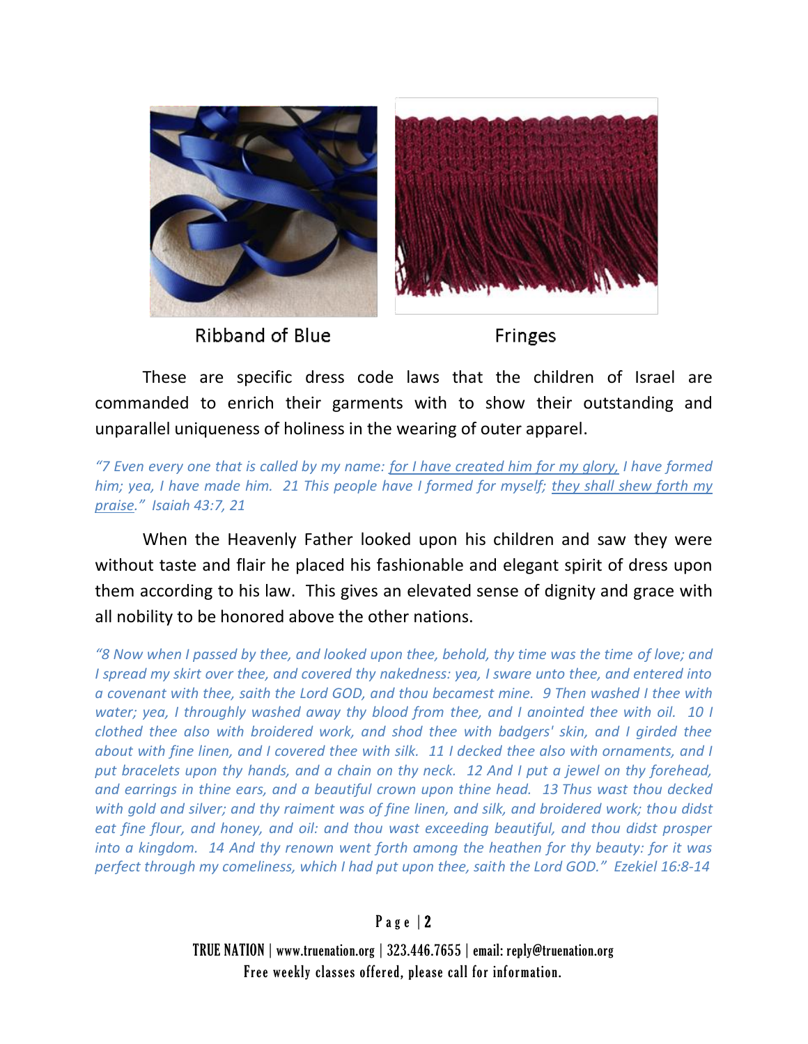Ribband of Blue Fringes

These are specific dress code laws that the children of Israel are commanded to enrich their garments with to show their outstanding and unparallel uniqueness of holiness in the wearing of outer apparel.

*"7 Even every one that is called by my name: <u>for I have created him for my glory,</u> I have formed him; yea, I have made him. 21 This people have I formed for myself; <u>they shall shew forth my praise</u>." Isaiah 43:7, 21*

When the Heavenly Father looked upon his children and saw they were without taste and flair he placed his fashionable and elegant spirit of dress upon them according to his law. This gives an elevated sense of dignity and grace with all nobility to be honored above the other nations.

*"8 Now when I passed by thee, and looked upon thee, behold, thy time was the time of love; and I spread my skirt over thee, and covered thy nakedness: yea, I sware unto thee, and entered into a covenant with thee, saith the Lord GOD, and thou becamest mine. 9 Then washed I thee with water; yea, I throughly washed away thy blood from thee, and I anointed thee with oil. 10 I clothed thee also with broidered work, and shod thee with badgers' skin, and I girded thee about with fine linen, and I covered thee with silk. 11 I decked thee also with ornaments, and I put bracelets upon thy hands, and a chain on thy neck. 12 And I put a jewel on thy forehead, and earrings in thine ears, and a beautiful crown upon thine head. 13 Thus wast thou decked with gold and silver; and thy raiment was of fine linen, and silk, and broidered work; thou didst eat fine flour, and honey, and oil: and thou wast exceeding beautiful, and thou didst prosper into a kingdom. 14 And thy renown went forth among the heathen for thy beauty: for it was perfect through my comeliness, which I had put upon thee, saith the Lord GOD." Ezekiel 16:8-14*

TRUE NATION | www.truenation.org | 323.446.7655 | email: reply@truenation.org
Free weekly classes offered, please call for information.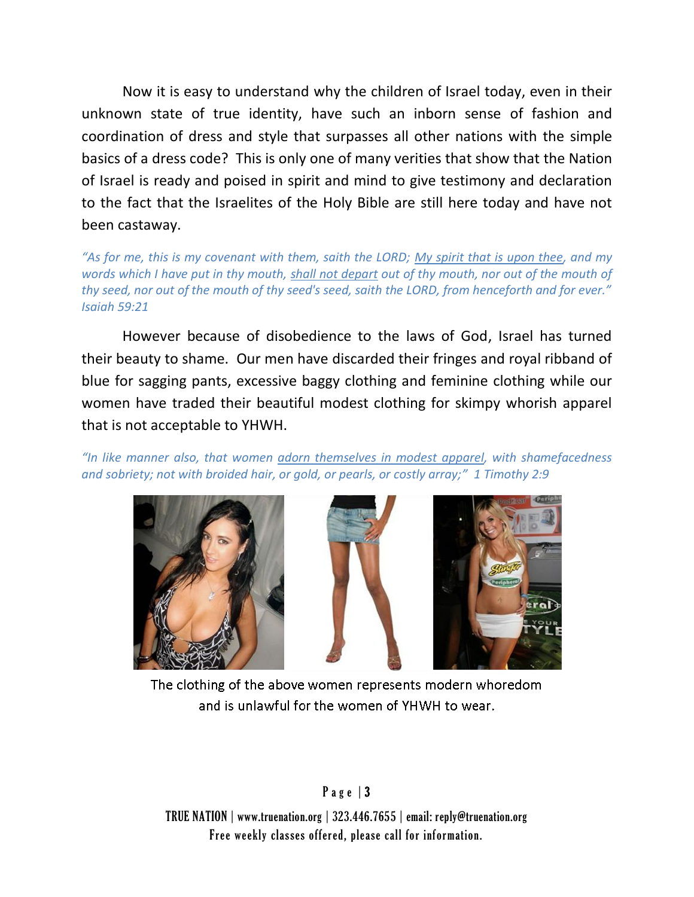Now it is easy to understand why the children of Israel today, even in their unknown state of true identity, have such an inborn sense of fashion and coordination of dress and style that surpasses all other nations with the simple basics of a dress code? This is only one of many verities that show that the Nation of Israel is ready and poised in spirit and mind to give testimony and declaration to the fact that the Israelites of the Holy Bible are still here today and have not been castaway.

*"As for me, this is my covenant with them, saith the LORD; <u>My spirit that is upon thee</u>, and my words which I have put in thy mouth, <u>shall not depart</u> out of thy mouth, nor out of the mouth of thy seed, nor out of the mouth of thy seed's seed, saith the LORD, from henceforth and for ever." Isaiah 59:21*

However because of disobedience to the laws of God, Israel has turned their beauty to shame. Our men have discarded their fringes and royal ribband of blue for sagging pants, excessive baggy clothing and feminine clothing while our women have traded their beautiful modest clothing for skimpy whorish apparel that is not acceptable to YHWH.

*"In like manner also, that women <u>adorn themselves in modest apparel</u>, with shamefacedness and sobriety; not with broided hair, or gold, or pearls, or costly array;" 1 Timothy 2:9*

The clothing of the above women represents modern whoredom and is unlawful for the women of YHWH to wear.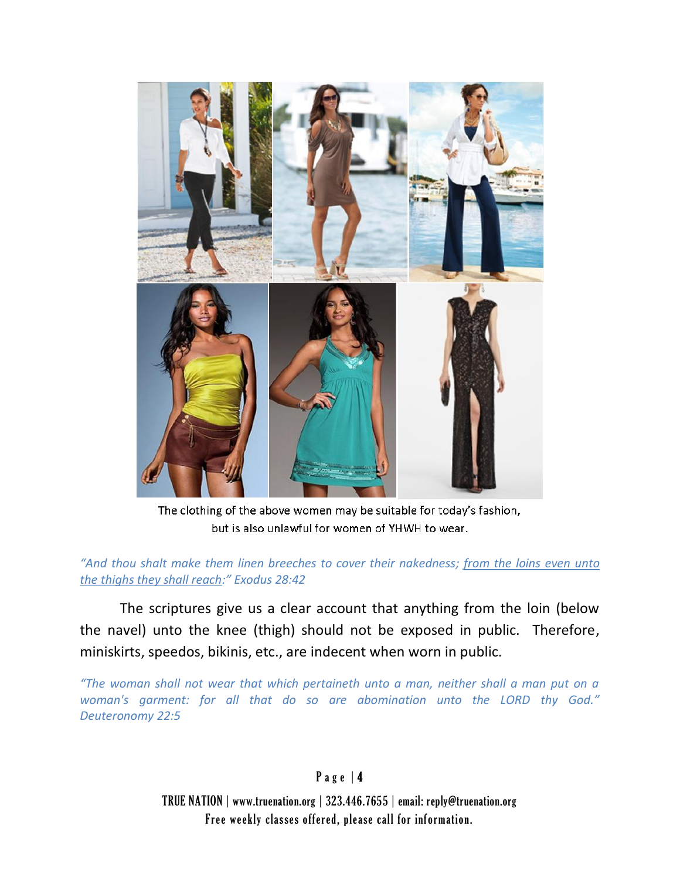The clothing of the above women may be suitable for today's fashion, but is also unlawful for women of YHWH to wear.

*"And thou shalt make them linen breeches to cover their nakedness; from the loins even unto the thighs they shall reach:" Exodus 28:42*

The scriptures give us a clear account that anything from the loin (below the navel) unto the knee (thigh) should not be exposed in public. Therefore, miniskirts, speedos, bikinis, etc., are indecent when worn in public.

*"The woman shall not wear that which pertaineth unto a man, neither shall a man put on a woman's garment: for all that do so are abomination unto the LORD thy God." Deuteronomy 22:5*

TRUE NATION | www.truenation.org | 323.446.7655 | email: reply@truenation.org
Free weekly classes offered, please call for information.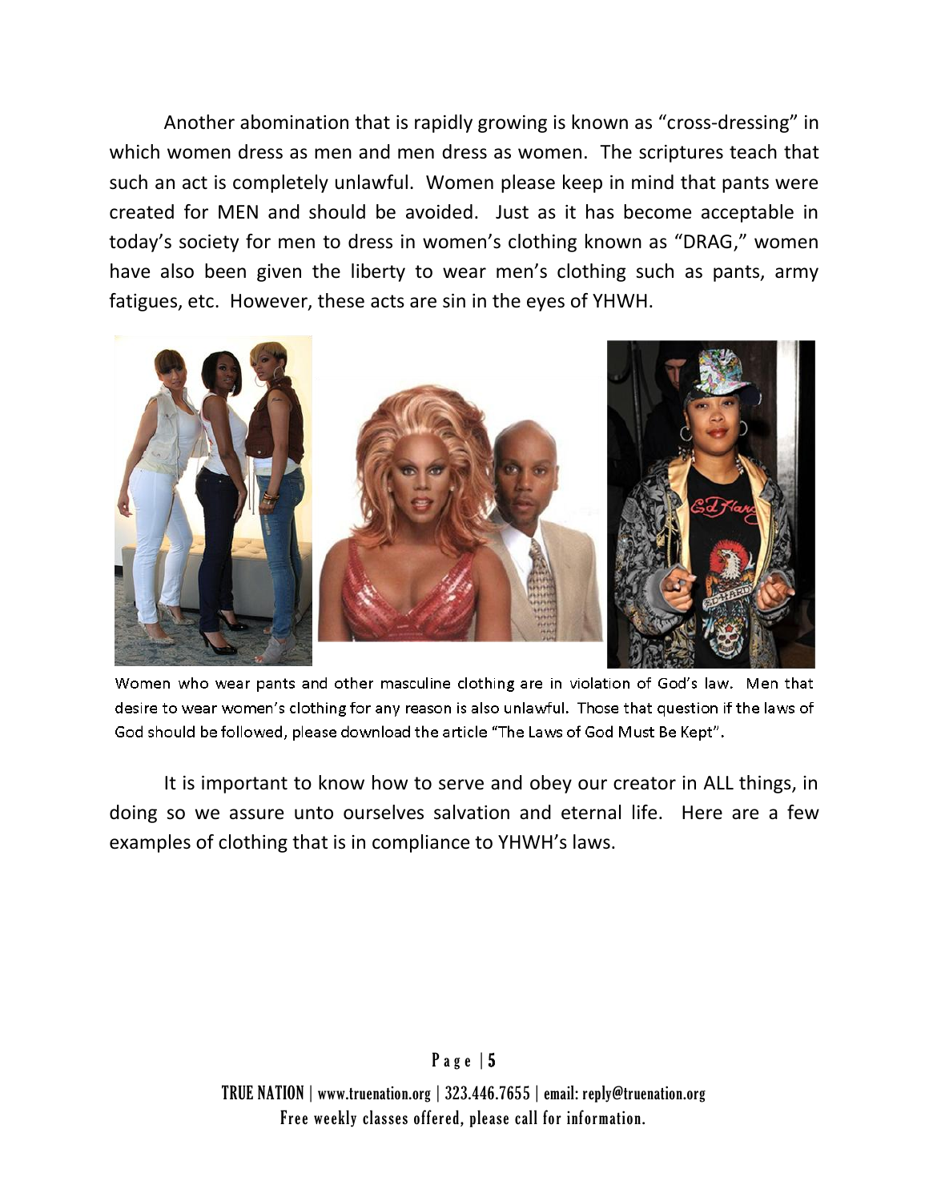Another abomination that is rapidly growing is known as "cross-dressing" in which women dress as men and men dress as women. The scriptures teach that such an act is completely unlawful. Women please keep in mind that pants were created for MEN and should be avoided. Just as it has become acceptable in today's society for men to dress in women's clothing known as "DRAG," women have also been given the liberty to wear men's clothing such as pants, army fatigues, etc. However, these acts are sin in the eyes of YHWH.

Women who wear pants and other masculine clothing are in violation of God's law. Men that desire to wear women's clothing for any reason is also unlawful. Those that question if the laws of God should be followed, please download the article "The Laws of God Must Be Kept".

It is important to know how to serve and obey our creator in ALL things, in doing so we assure unto ourselves salvation and eternal life. Here are a few examples of clothing that is in compliance to YHWH's laws.

TRUE NATION | www.truenation.org | 323.446.7655 | email: reply@truenation.org
Free weekly classes offered, please call for information.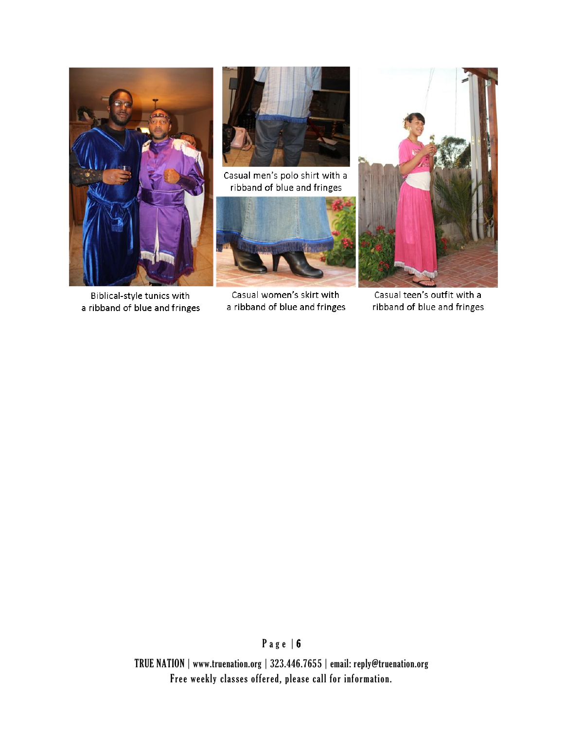Biblical-style tunics with a ribband of blue and fringes

Casual men's polo shirt with a ribband of blue and fringes

Casual women's skirt with a ribband of blue and fringes

Casual teen's outfit with a ribband of blue and fringes